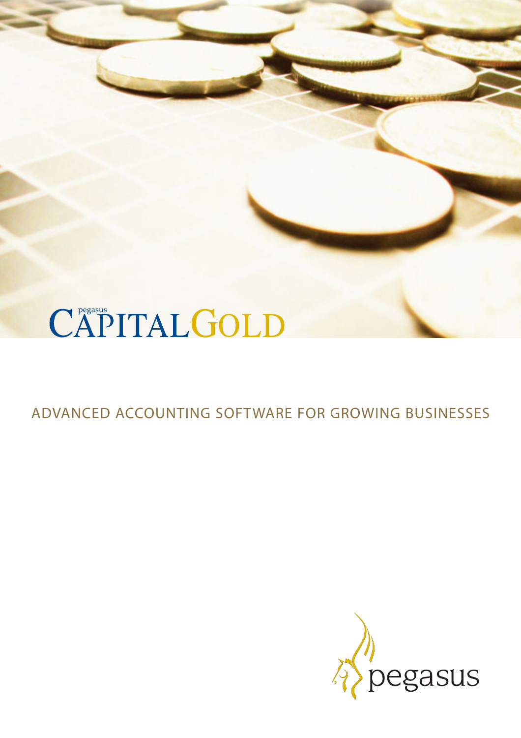# pegasus CAPITAL GOLD

## ADVANCED ACCOUNTING SOFTWARE FOR GROWING BUSINESSES

pegasus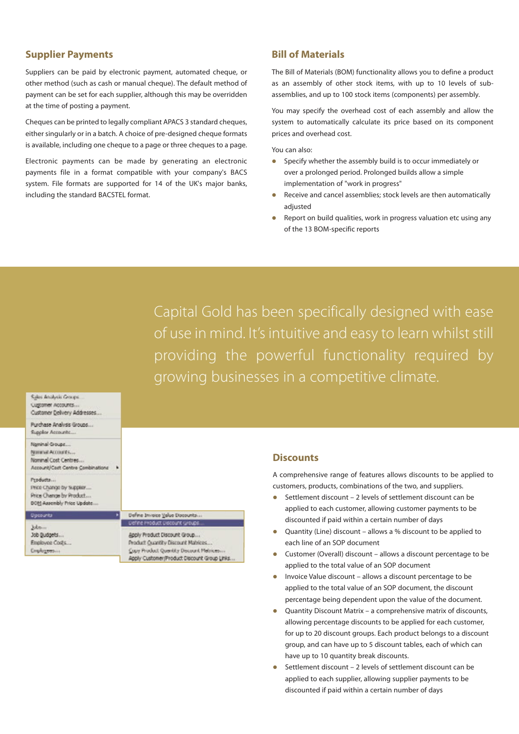## Supplier Payments

Suppliers can be paid by electronic payment, automated cheque, or other method (such as cash or manual cheque). The default method of payment can be set for each supplier, although this may be overridden at the time of posting a payment.

Cheques can be printed to legally compliant APACS 3 standard cheques, either singularly or in a batch. A choice of pre-designed cheque formats is available, including one cheque to a page or three cheques to a page.

Electronic payments can be made by generating an electronic payments file in a format compatible with your company's BACS system. File formats are supported for 14 of the UK's major banks, including the standard BACSTEL format.

## Bill of Materials

The Bill of Materials (BOM) functionality allows you to define a product as an assembly of other stock items, with up to 10 levels of sub-assemblies, and up to 100 stock items (components) per assembly.

You may specify the overhead cost of each assembly and allow the system to automatically calculate its price based on its component prices and overhead cost.

You can also:

- Specify whether the assembly build is to occur immediately or over a prolonged period. Prolonged builds allow a simple implementation of "work in progress"
- Receive and cancel assemblies; stock levels are then automatically adjusted
- Report on build qualities, work in progress valuation etc using any of the 13 BOM-specific reports

Capital Gold has been specifically designed with ease of use in mind. It's intuitive and easy to learn whilst still providing the powerful functionality required by growing businesses in a competitive climate.

## Discounts

A comprehensive range of features allows discounts to be applied to customers, products, combinations of the two, and suppliers.

- Settlement discount – 2 levels of settlement discount can be applied to each customer, allowing customer payments to be discounted if paid within a certain number of days
- Quantity (Line) discount – allows a % discount to be applied to each line of an SOP document
- Customer (Overall) discount – allows a discount percentage to be applied to the total value of an SOP document
- Invoice Value discount – allows a discount percentage to be applied to the total value of an SOP document, the discount percentage being dependent upon the value of the document.
- Quantity Discount Matrix – a comprehensive matrix of discounts, allowing percentage discounts to be applied for each customer, for up to 20 discount groups. Each product belongs to a discount group, and can have up to 5 discount tables, each of which can have up to 10 quantity break discounts.
- Settlement discount – 2 levels of settlement discount can be applied to each supplier, allowing supplier payments to be discounted if paid within a certain number of days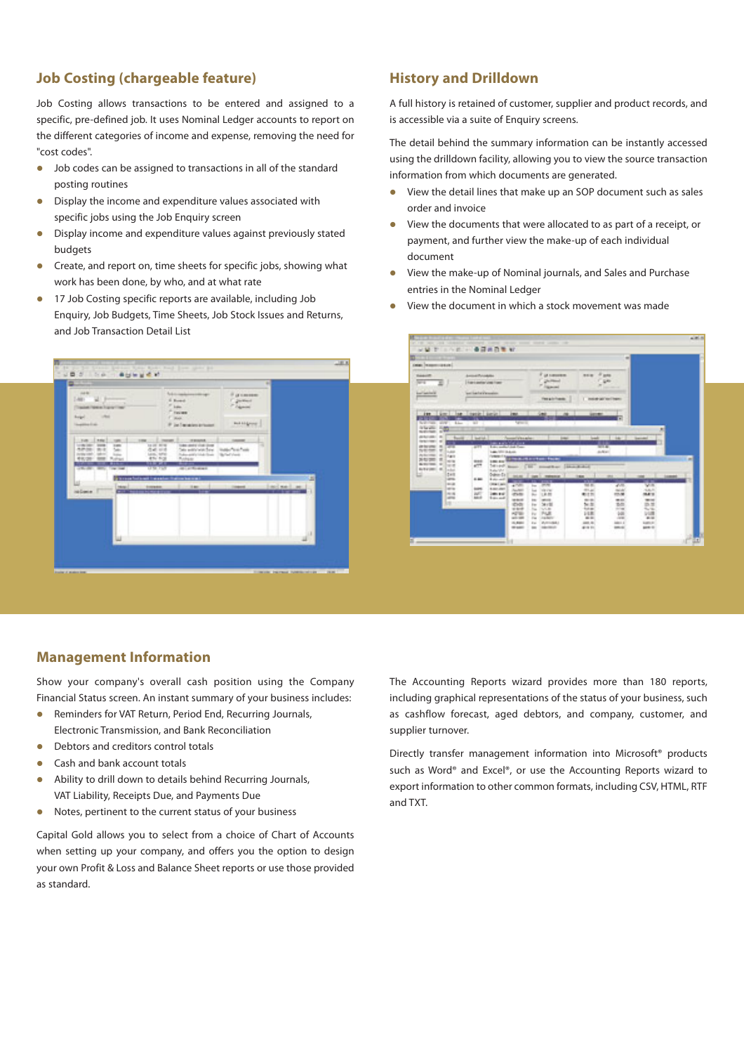## Job Costing (chargeable feature)

Job Costing allows transactions to be entered and assigned to a specific, pre-defined job. It uses Nominal Ledger accounts to report on the different categories of income and expense, removing the need for "cost codes".

- Job codes can be assigned to transactions in all of the standard posting routines
- Display the income and expenditure values associated with specific jobs using the Job Enquiry screen
- Display income and expenditure values against previously stated budgets
- Create, and report on, time sheets for specific jobs, showing what work has been done, by who, and at what rate
- 17 Job Costing specific reports are available, including Job Enquiry, Job Budgets, Time Sheets, Job Stock Issues and Returns, and Job Transaction Detail List

## History and Drilldown

A full history is retained of customer, supplier and product records, and is accessible via a suite of Enquiry screens.

The detail behind the summary information can be instantly accessed using the drilldown facility, allowing you to view the source transaction information from which documents are generated.

- View the detail lines that make up an SOP document such as sales order and invoice
- View the documents that were allocated to as part of a receipt, or payment, and further view the make-up of each individual document
- View the make-up of Nominal journals, and Sales and Purchase entries in the Nominal Ledger
- View the document in which a stock movement was made

## Management Information

Show your company's overall cash position using the Company Financial Status screen. An instant summary of your business includes:

- Reminders for VAT Return, Period End, Recurring Journals, Electronic Transmission, and Bank Reconciliation
- Debtors and creditors control totals
- Cash and bank account totals
- Ability to drill down to details behind Recurring Journals, VAT Liability, Receipts Due, and Payments Due
- Notes, pertinent to the current status of your business

Capital Gold allows you to select from a choice of Chart of Accounts when setting up your company, and offers you the option to design your own Profit & Loss and Balance Sheet reports or use those provided as standard.

The Accounting Reports wizard provides more than 180 reports, including graphical representations of the status of your business, such as cashflow forecast, aged debtors, and company, customer, and supplier turnover.

Directly transfer management information into Microsoft® products such as Word® and Excel®, or use the Accounting Reports wizard to export information to other common formats, including CSV, HTML, RTF and TXT.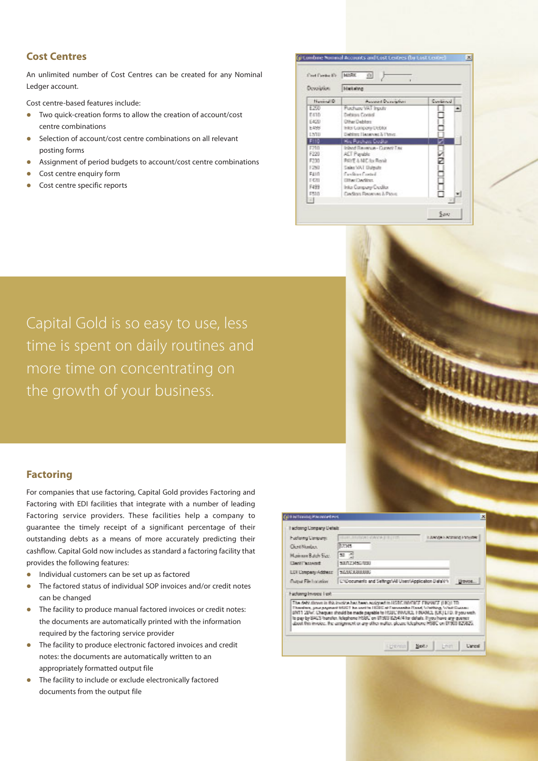## Cost Centres

An unlimited number of Cost Centres can be created for any Nominal Ledger account.

Cost centre-based features include:

- Two quick-creation forms to allow the creation of account/cost centre combinations
- Selection of account/cost centre combinations on all relevant posting forms
- Assignment of period budgets to account/cost centre combinations
- Cost centre enquiry form
- Cost centre specific reports

Capital Gold is so easy to use, less time is spent on daily routines and more time on concentrating on the growth of your business.

## Factoring

For companies that use factoring, Capital Gold provides Factoring and Factoring with EDI facilities that integrate with a number of leading Factoring service providers. These facilities help a company to guarantee the timely receipt of a significant percentage of their outstanding debts as a means of more accurately predicting their cashflow. Capital Gold now includes as standard a factoring facility that provides the following features:

- Individual customers can be set up as factored
- The factored status of individual SOP invoices and/or credit notes can be changed
- The facility to produce manual factored invoices or credit notes: the documents are automatically printed with the information required by the factoring service provider
- The facility to produce electronic factored invoices and credit notes: the documents are automatically written to an appropriately formatted output file
- The facility to include or exclude electronically factored documents from the output file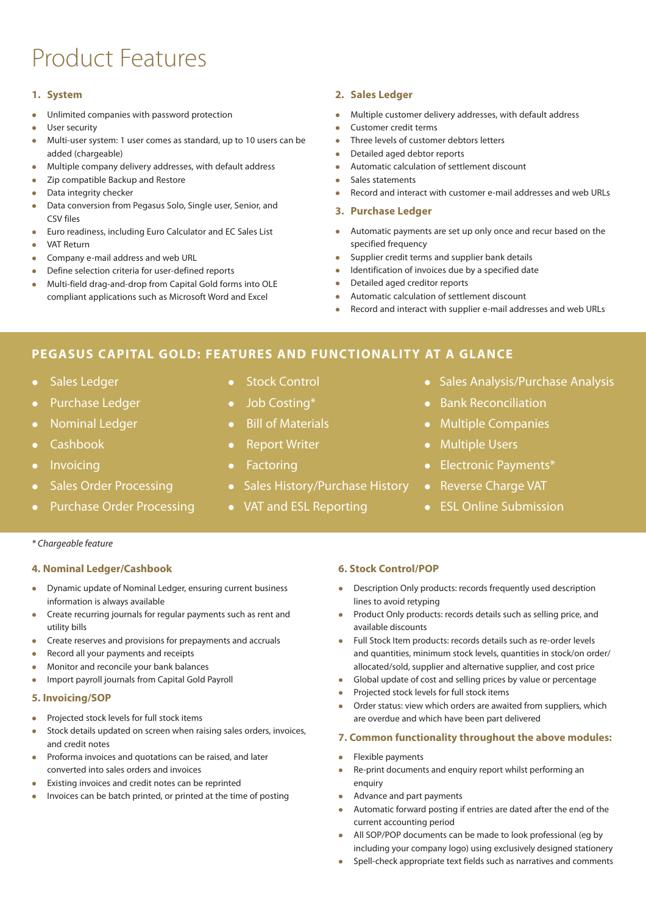# Product Features

## 1. System

- Unlimited companies with password protection
- User security
- Multi-user system: 1 user comes as standard, up to 10 users can be added (chargeable)
- Multiple company delivery addresses, with default address
- Zip compatible Backup and Restore
- Data integrity checker
- Data conversion from Pegasus Solo, Single user, Senior, and CSV files
- Euro readiness, including Euro Calculator and EC Sales List
- VAT Return
- Company e-mail address and web URL
- Define selection criteria for user-defined reports
- Multi-field drag-and-drop from Capital Gold forms into OLE compliant applications such as Microsoft Word and Excel

## 2. Sales Ledger

- Multiple customer delivery addresses, with default address
- Customer credit terms
- Three levels of customer debtors letters
- Detailed aged debtor reports
- Automatic calculation of settlement discount
- Sales statements
- Record and interact with customer e-mail addresses and web URLs

## 3. Purchase Ledger

- Automatic payments are set up only once and recur based on the specified frequency
- Supplier credit terms and supplier bank details
- Identification of invoices due by a specified date
- Detailed aged creditor reports
- Automatic calculation of settlement discount
- Record and interact with supplier e-mail addresses and web URLs

## PEGASUS CAPITAL GOLD: FEATURES AND FUNCTIONALITY AT A GLANCE

- Sales Ledger
- Purchase Ledger
- Nominal Ledger
- Cashbook
- Invoicing
- Sales Order Processing
- Purchase Order Processing
- Stock Control
- Job Costing*
- Bill of Materials
- Report Writer
- Factoring
- Sales History/Purchase History
- VAT and ESL Reporting
- Sales Analysis/Purchase Analysis
- Bank Reconciliation
- Multiple Companies
- Multiple Users
- Electronic Payments*
- Reverse Charge VAT
- ESL Online Submission

*\* Chargeable feature*

## 4. Nominal Ledger/Cashbook

- Dynamic update of Nominal Ledger, ensuring current business information is always available
- Create recurring journals for regular payments such as rent and utility bills
- Create reserves and provisions for prepayments and accruals
- Record all your payments and receipts
- Monitor and reconcile your bank balances
- Import payroll journals from Capital Gold Payroll

## 5. Invoicing/SOP

- Projected stock levels for full stock items
- Stock details updated on screen when raising sales orders, invoices, and credit notes
- Proforma invoices and quotations can be raised, and later converted into sales orders and invoices
- Existing invoices and credit notes can be reprinted
- Invoices can be batch printed, or printed at the time of posting

## 6. Stock Control/POP

- Description Only products: records frequently used description lines to avoid retyping
- Product Only products: records details such as selling price, and available discounts
- Full Stock Item products: records details such as re-order levels and quantities, minimum stock levels, quantities in stock/on order/allocated/sold, supplier and alternative supplier, and cost price
- Global update of cost and selling prices by value or percentage
- Projected stock levels for full stock items
- Order status: view which orders are awaited from suppliers, which are overdue and which have been part delivered

## 7. Common functionality throughout the above modules:

- Flexible payments
- Re-print documents and enquiry report whilst performing an enquiry
- Advance and part payments
- Automatic forward posting if entries are dated after the end of the current accounting period
- All SOP/POP documents can be made to look professional (eg by including your company logo) using exclusively designed stationery
- Spell-check appropriate text fields such as narratives and comments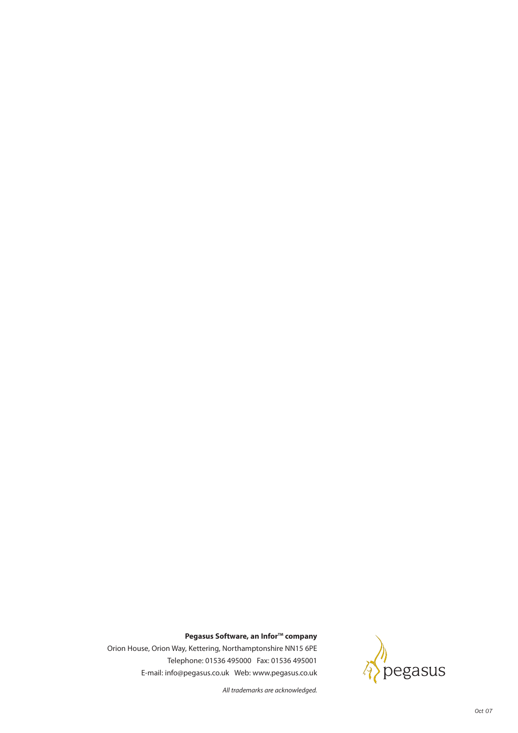**Pegasus Software, an Infor™ company**

Orion House, Orion Way, Kettering, Northamptonshire NN15 6PE

Telephone: 01536 495000 Fax: 01536 495001

E-mail: info@pegasus.co.uk Web: www.pegasus.co.uk

pegasus

*All trademarks are acknowledged.*

*Oct 07*